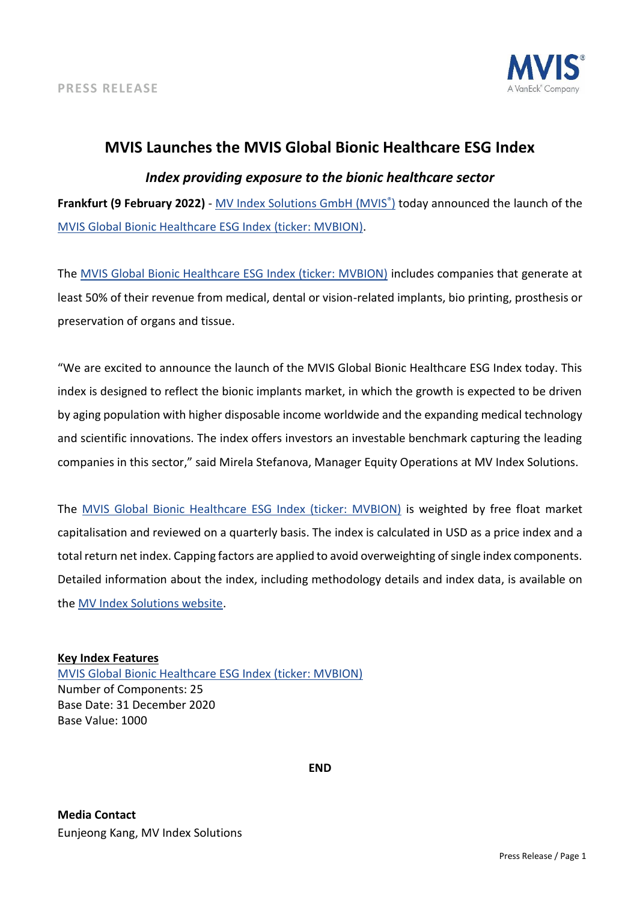PRESS RELEASE

# MVIS Launches the MVIS Global Bionic Healthcare ESG Index

### *Index providing exposure to the bionic healthcare sector*

**Frankfurt (9 February 2022)** - MV Index Solutions GmbH (MVIS®) today announced the launch of the MVIS Global Bionic Healthcare ESG Index (ticker: MVBION).

The MVIS Global Bionic Healthcare ESG Index (ticker: MVBION) includes companies that generate at least 50% of their revenue from medical, dental or vision-related implants, bio printing, prosthesis or preservation of organs and tissue.

"We are excited to announce the launch of the MVIS Global Bionic Healthcare ESG Index today. This index is designed to reflect the bionic implants market, in which the growth is expected to be driven by aging population with higher disposable income worldwide and the expanding medical technology and scientific innovations. The index offers investors an investable benchmark capturing the leading companies in this sector," said Mirela Stefanova, Manager Equity Operations at MV Index Solutions.

The MVIS Global Bionic Healthcare ESG Index (ticker: MVBION) is weighted by free float market capitalisation and reviewed on a quarterly basis. The index is calculated in USD as a price index and a total return net index. Capping factors are applied to avoid overweighting of single index components. Detailed information about the index, including methodology details and index data, is available on the MV Index Solutions website.

**Key Index Features**
MVIS Global Bionic Healthcare ESG Index (ticker: MVBION)
Number of Components: 25
Base Date: 31 December 2020
Base Value: 1000

**END**

**Media Contact**
Eunjeong Kang, MV Index Solutions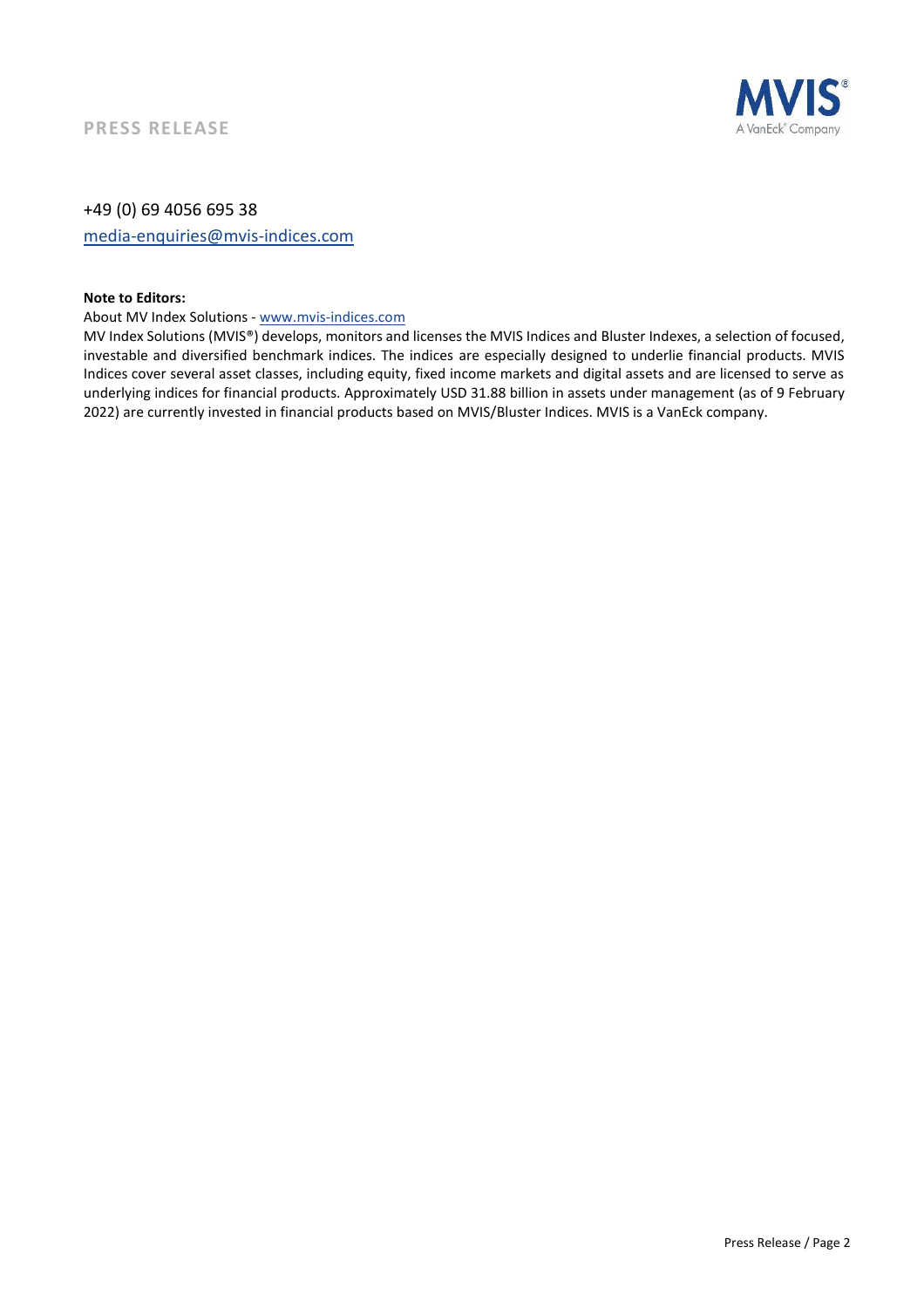+49 (0) 69 4056 695 38

media-enquiries@mvis-indices.com

**Note to Editors:**

About MV Index Solutions - www.mvis-indices.com

MV Index Solutions (MVIS®) develops, monitors and licenses the MVIS Indices and Bluster Indexes, a selection of focused, investable and diversified benchmark indices. The indices are especially designed to underlie financial products. MVIS Indices cover several asset classes, including equity, fixed income markets and digital assets and are licensed to serve as underlying indices for financial products. Approximately USD 31.88 billion in assets under management (as of 9 February 2022) are currently invested in financial products based on MVIS/Bluster Indices. MVIS is a VanEck company.